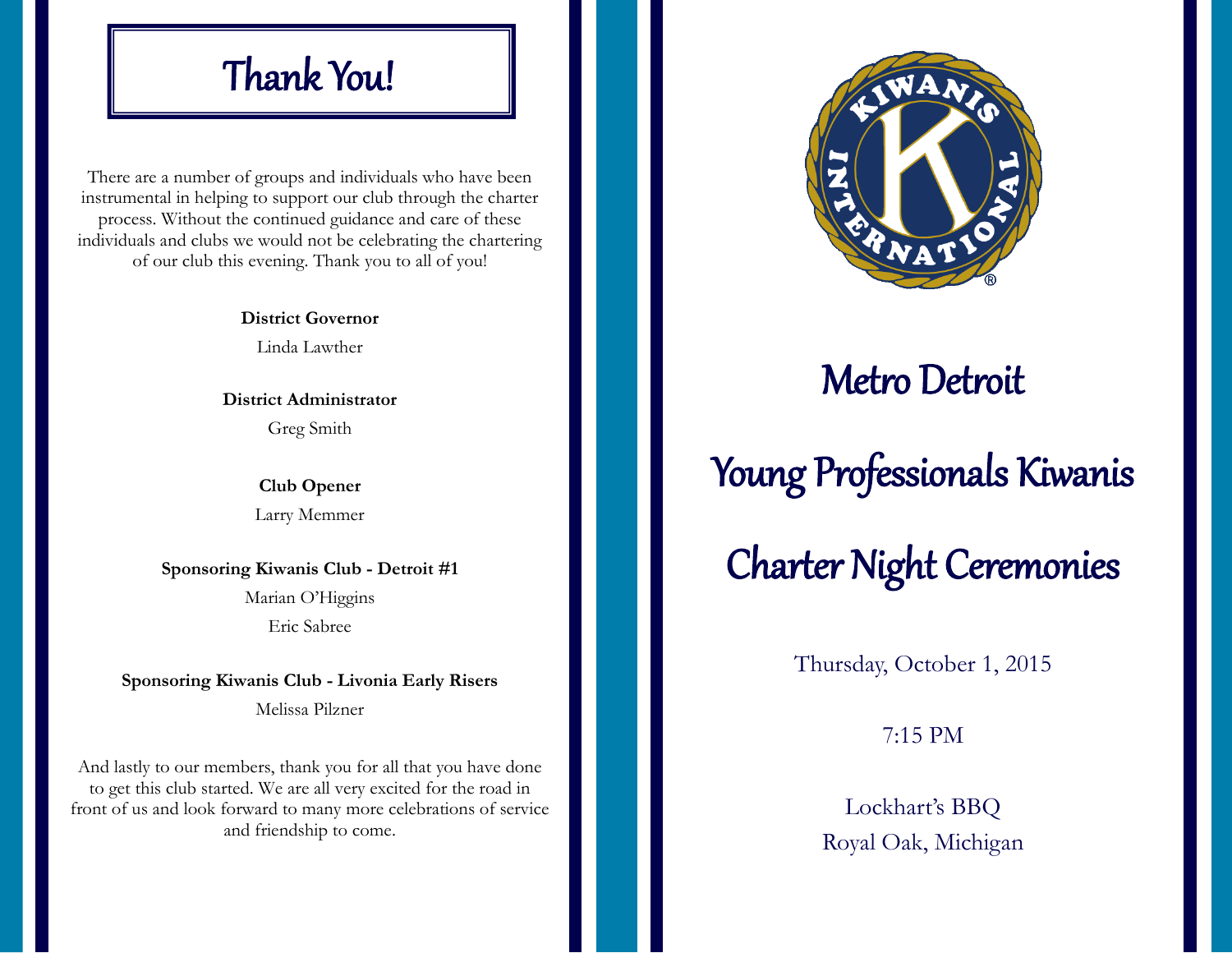# Thank You!

There are a number of groups and individuals who have been instrumental in helping to support our club through the charter process. Without the continued guidance and care of these individuals and clubs we would not be celebrating the chartering of our club this evening. Thank you to all of you!

**District Governor**

Linda Lawther

**District Administrator**

Greg Smith

**Club Opener**

Larry Memmer

**Sponsoring Kiwanis Club - Detroit #1**

Marian O'Higgins

Eric Sabree

**Sponsoring Kiwanis Club - Livonia Early Risers**

Melissa Pilzner

And lastly to our members, thank you for all that you have done to get this club started. We are all very excited for the road in front of us and look forward to many more celebrations of service and friendship to come.

# Metro Detroit

# Young Professionals Kiwanis

# Charter Night Ceremonies

Thursday, October 1, 2015

7:15 PM

Lockhart's BBQ
Royal Oak, Michigan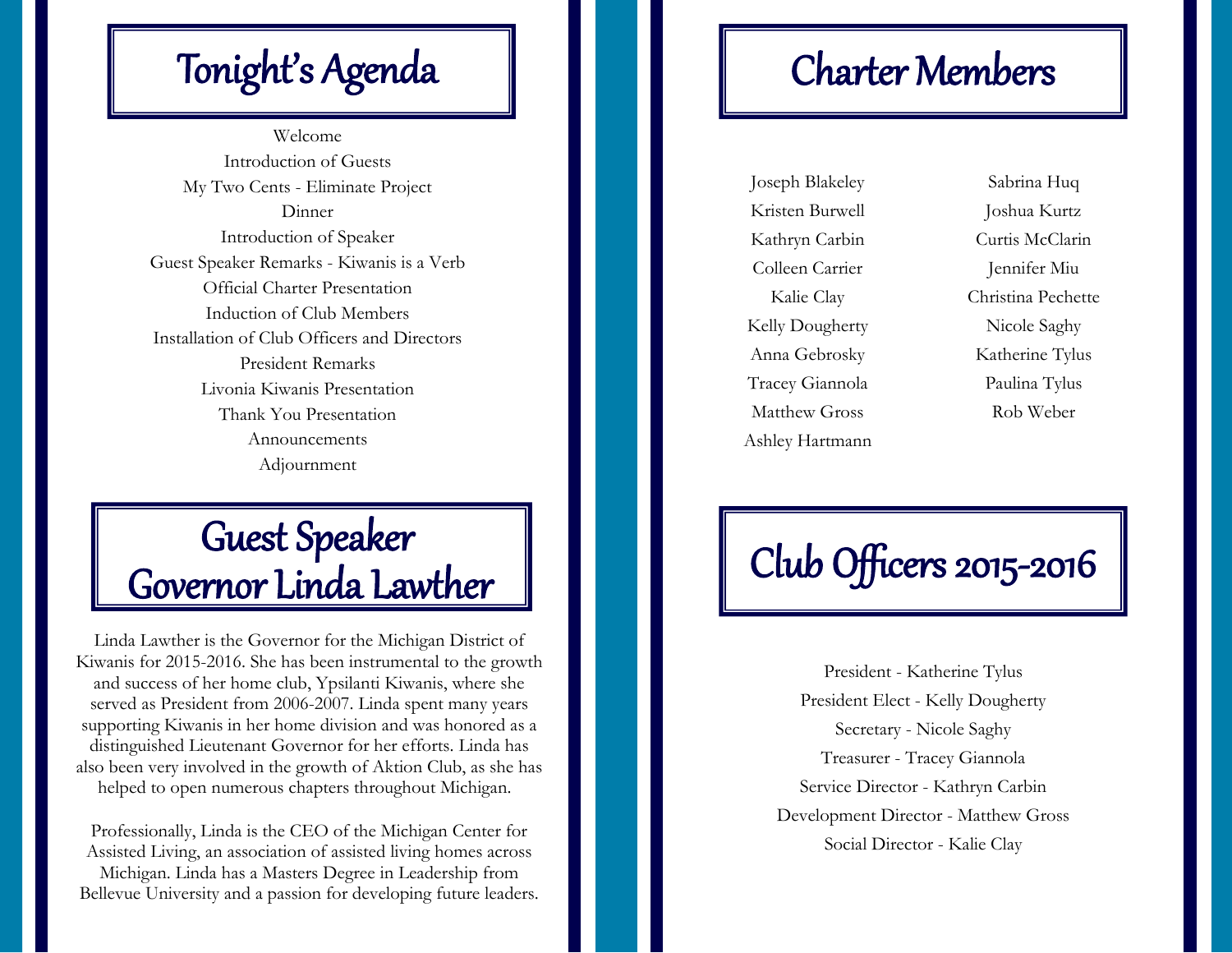# Tonight's Agenda

Welcome
Introduction of Guests
My Two Cents - Eliminate Project
Dinner
Introduction of Speaker
Guest Speaker Remarks - Kiwanis is a Verb
Official Charter Presentation
Induction of Club Members
Installation of Club Officers and Directors
President Remarks
Livonia Kiwanis Presentation
Thank You Presentation
Announcements
Adjournment

# Guest Speaker Governor Linda Lawther

Linda Lawther is the Governor for the Michigan District of Kiwanis for 2015-2016. She has been instrumental to the growth and success of her home club, Ypsilanti Kiwanis, where she served as President from 2006-2007. Linda spent many years supporting Kiwanis in her home division and was honored as a distinguished Lieutenant Governor for her efforts. Linda has also been very involved in the growth of Aktion Club, as she has helped to open numerous chapters throughout Michigan.

Professionally, Linda is the CEO of the Michigan Center for Assisted Living, an association of assisted living homes across Michigan. Linda has a Masters Degree in Leadership from Bellevue University and a passion for developing future leaders.

# Charter Members

Joseph Blakeley
Kristen Burwell
Kathryn Carbin
Colleen Carrier
Kalie Clay
Kelly Dougherty
Anna Gebrosky
Tracey Giannola
Matthew Gross
Ashley Hartmann
Sabrina Huq
Joshua Kurtz
Curtis McClarin
Jennifer Miu
Christina Pechette
Nicole Saghy
Katherine Tylus
Paulina Tylus
Rob Weber

# Club Officers 2015-2016

President - Katherine Tylus
President Elect - Kelly Dougherty
Secretary - Nicole Saghy
Treasurer - Tracey Giannola
Service Director - Kathryn Carbin
Development Director - Matthew Gross
Social Director - Kalie Clay